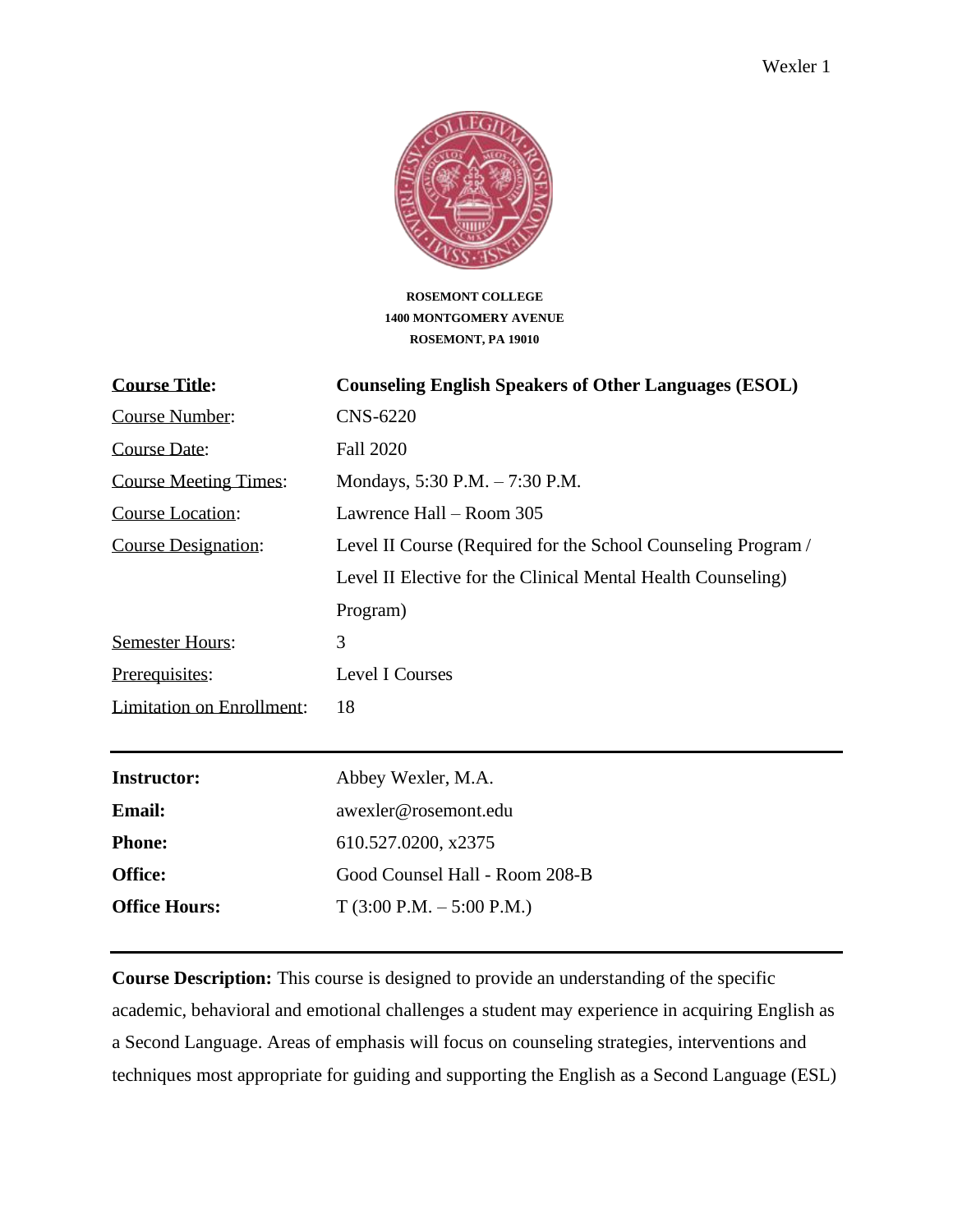**ROSEMONT COLLEGE**
**1400 MONTGOMERY AVENUE**
**ROSEMONT, PA 19010**

| | |
|---|---|
| **Course Title:** | **Counseling English Speakers of Other Languages (ESOL)** |
| Course Number: | CNS-6220 |
| Course Date: | Fall 2020 |
| Course Meeting Times: | Mondays, 5:30 P.M. – 7:30 P.M. |
| Course Location: | Lawrence Hall – Room 305 |
| Course Designation: | Level II Course (Required for the School Counseling Program / Level II Elective for the Clinical Mental Health Counseling) Program) |
| Semester Hours: | 3 |
| Prerequisites: | Level I Courses |
| Limitation on Enrollment: | 18 |

---

| | |
|---|---|
| **Instructor:** | Abbey Wexler, M.A. |
| **Email:** | awexler@rosemont.edu |
| **Phone:** | 610.527.0200, x2375 |
| **Office:** | Good Counsel Hall - Room 208-B |
| **Office Hours:** | T (3:00 P.M. – 5:00 P.M.) |

---

**Course Description:** This course is designed to provide an understanding of the specific academic, behavioral and emotional challenges a student may experience in acquiring English as a Second Language. Areas of emphasis will focus on counseling strategies, interventions and techniques most appropriate for guiding and supporting the English as a Second Language (ESL)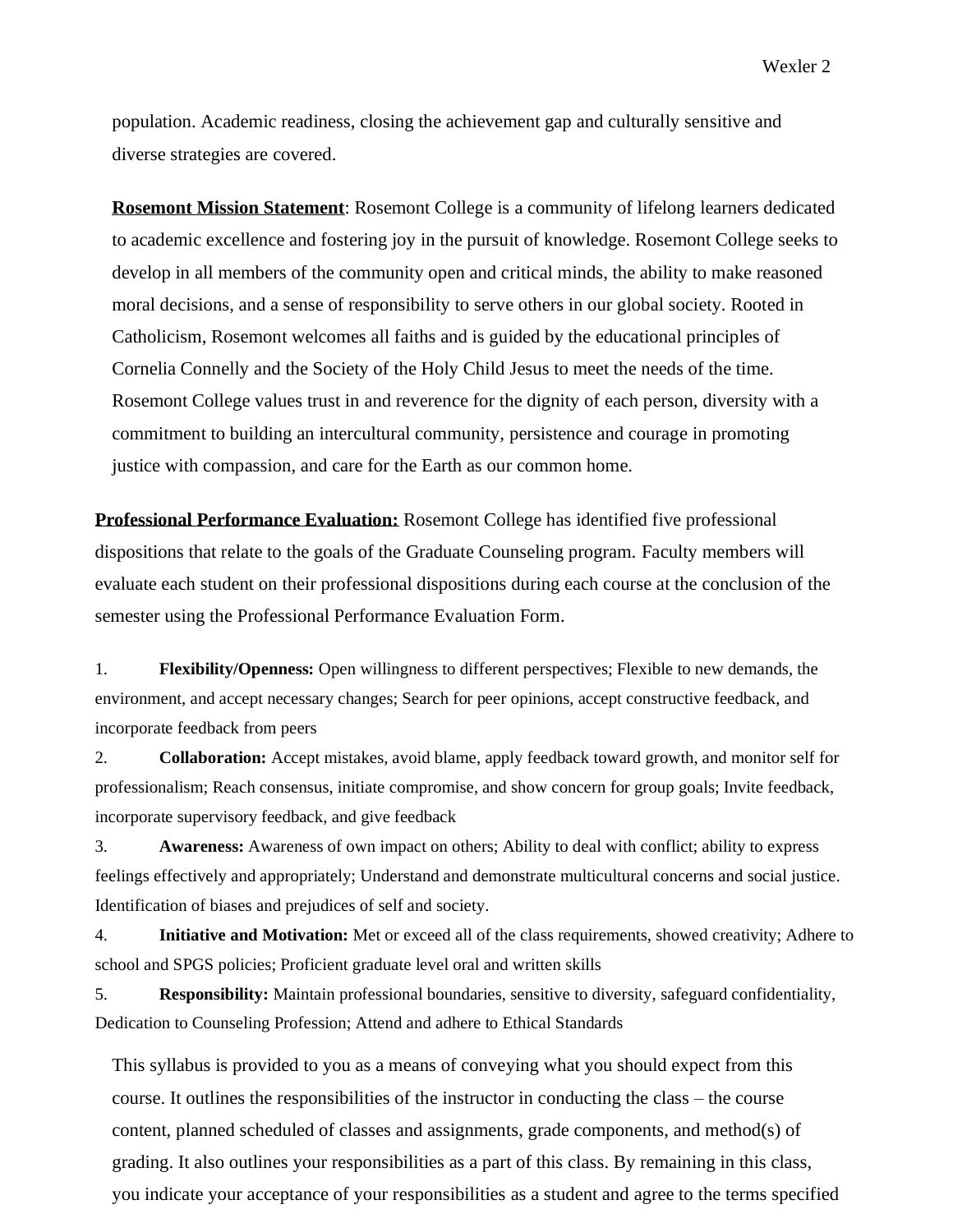population. Academic readiness, closing the achievement gap and culturally sensitive and diverse strategies are covered.

**Rosemont Mission Statement**: Rosemont College is a community of lifelong learners dedicated to academic excellence and fostering joy in the pursuit of knowledge. Rosemont College seeks to develop in all members of the community open and critical minds, the ability to make reasoned moral decisions, and a sense of responsibility to serve others in our global society. Rooted in Catholicism, Rosemont welcomes all faiths and is guided by the educational principles of Cornelia Connelly and the Society of the Holy Child Jesus to meet the needs of the time. Rosemont College values trust in and reverence for the dignity of each person, diversity with a commitment to building an intercultural community, persistence and courage in promoting justice with compassion, and care for the Earth as our common home.

**Professional Performance Evaluation:** Rosemont College has identified five professional dispositions that relate to the goals of the Graduate Counseling program. Faculty members will evaluate each student on their professional dispositions during each course at the conclusion of the semester using the Professional Performance Evaluation Form.

1. **Flexibility/Openness:** Open willingness to different perspectives; Flexible to new demands, the environment, and accept necessary changes; Search for peer opinions, accept constructive feedback, and incorporate feedback from peers
2. **Collaboration:** Accept mistakes, avoid blame, apply feedback toward growth, and monitor self for professionalism; Reach consensus, initiate compromise, and show concern for group goals; Invite feedback, incorporate supervisory feedback, and give feedback
3. **Awareness:** Awareness of own impact on others; Ability to deal with conflict; ability to express feelings effectively and appropriately; Understand and demonstrate multicultural concerns and social justice. Identification of biases and prejudices of self and society.
4. **Initiative and Motivation:** Met or exceed all of the class requirements, showed creativity; Adhere to school and SPGS policies; Proficient graduate level oral and written skills
5. **Responsibility:** Maintain professional boundaries, sensitive to diversity, safeguard confidentiality, Dedication to Counseling Profession; Attend and adhere to Ethical Standards

This syllabus is provided to you as a means of conveying what you should expect from this course. It outlines the responsibilities of the instructor in conducting the class – the course content, planned scheduled of classes and assignments, grade components, and method(s) of grading. It also outlines your responsibilities as a part of this class. By remaining in this class, you indicate your acceptance of your responsibilities as a student and agree to the terms specified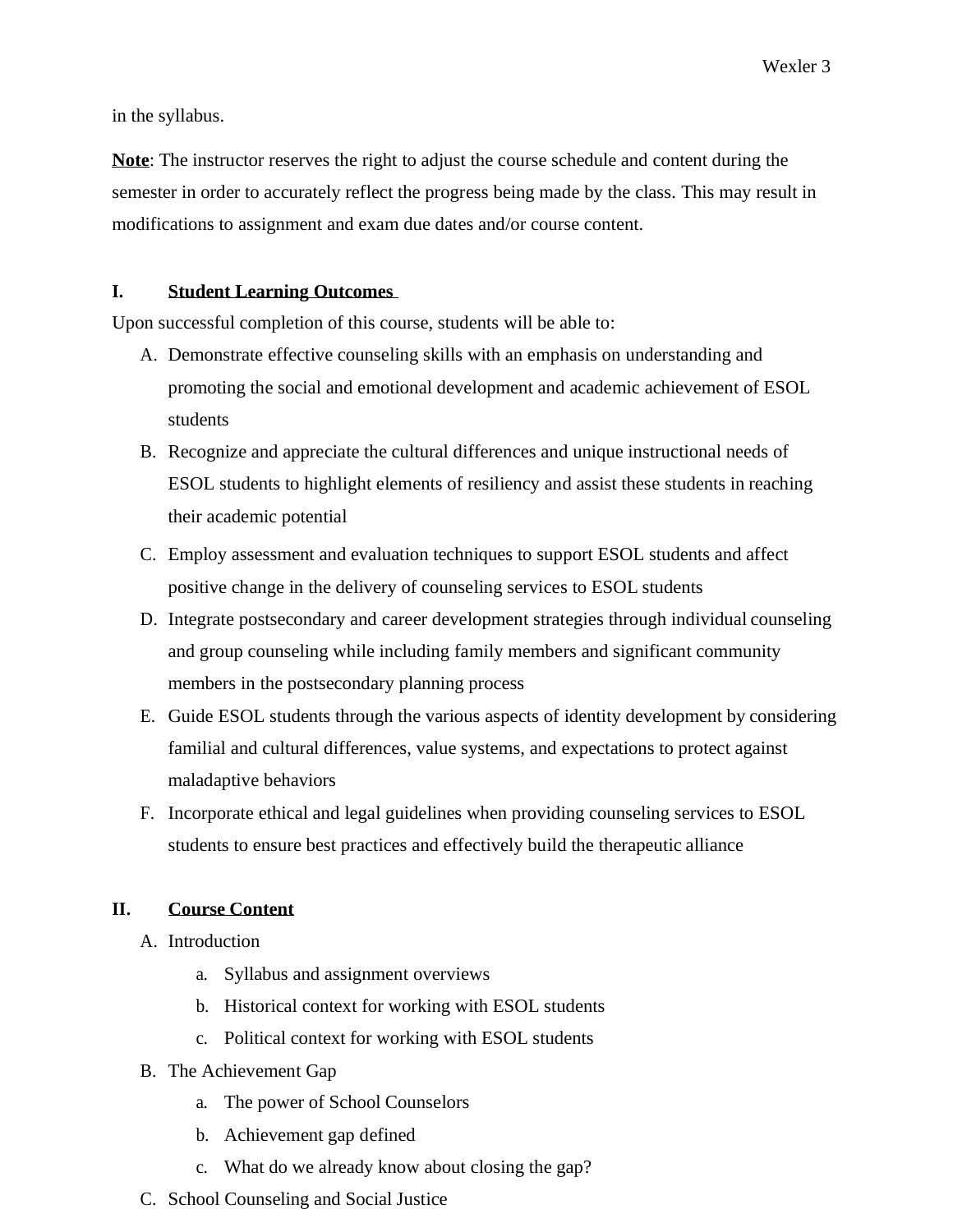in the syllabus.

**Note**: The instructor reserves the right to adjust the course schedule and content during the semester in order to accurately reflect the progress being made by the class. This may result in modifications to assignment and exam due dates and/or course content.

## I. Student Learning Outcomes

Upon successful completion of this course, students will be able to:

A. Demonstrate effective counseling skills with an emphasis on understanding and promoting the social and emotional development and academic achievement of ESOL students
B. Recognize and appreciate the cultural differences and unique instructional needs of ESOL students to highlight elements of resiliency and assist these students in reaching their academic potential
C. Employ assessment and evaluation techniques to support ESOL students and affect positive change in the delivery of counseling services to ESOL students
D. Integrate postsecondary and career development strategies through individual counseling and group counseling while including family members and significant community members in the postsecondary planning process
E. Guide ESOL students through the various aspects of identity development by considering familial and cultural differences, value systems, and expectations to protect against maladaptive behaviors
F. Incorporate ethical and legal guidelines when providing counseling services to ESOL students to ensure best practices and effectively build the therapeutic alliance

## II. Course Content

A. Introduction
   a. Syllabus and assignment overviews
   b. Historical context for working with ESOL students
   c. Political context for working with ESOL students
B. The Achievement Gap
   a. The power of School Counselors
   b. Achievement gap defined
   c. What do we already know about closing the gap?
C. School Counseling and Social Justice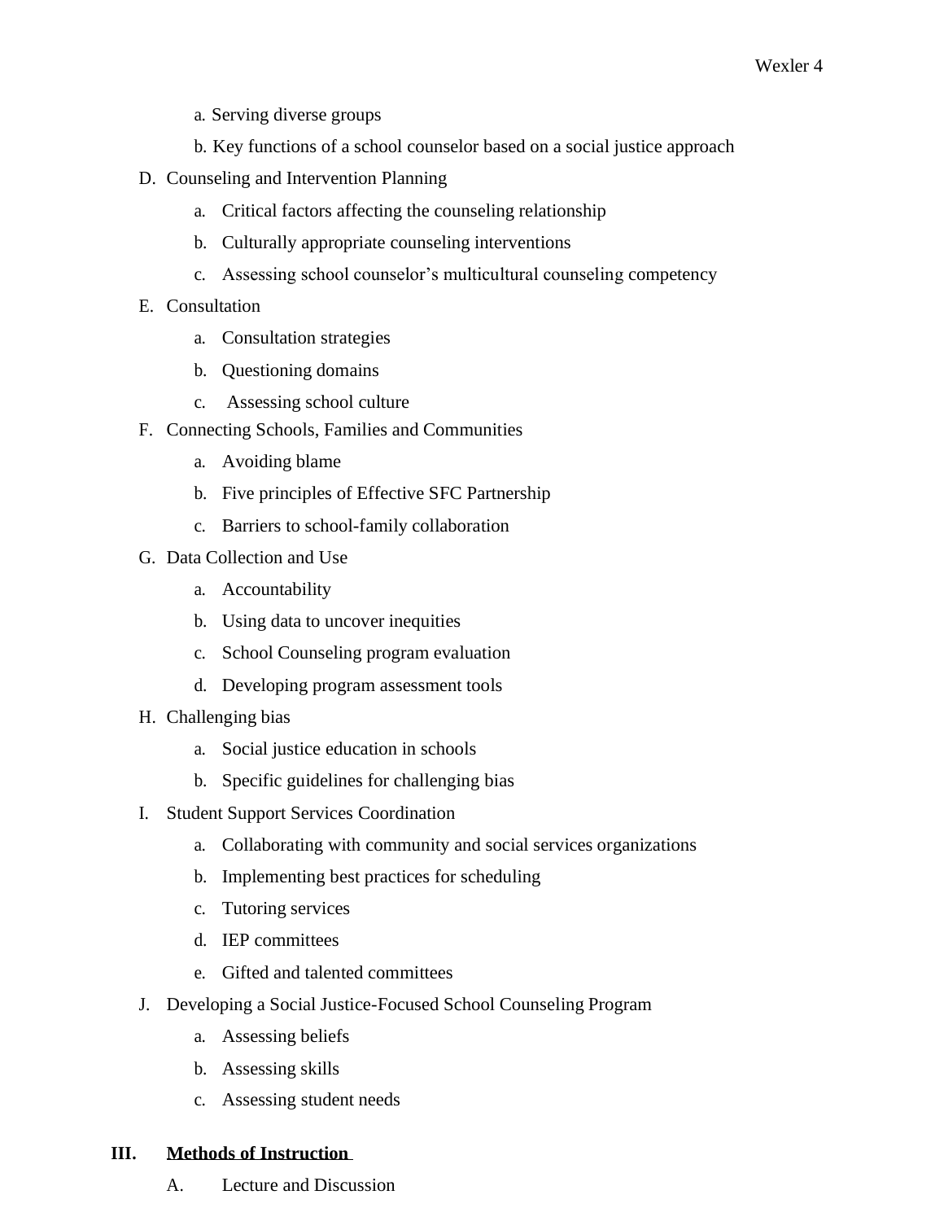a. Serving diverse groups

b. Key functions of a school counselor based on a social justice approach

D. Counseling and Intervention Planning

   a. Critical factors affecting the counseling relationship

   b. Culturally appropriate counseling interventions

   c. Assessing school counselor's multicultural counseling competency

E. Consultation

   a. Consultation strategies

   b. Questioning domains

   c. Assessing school culture

F. Connecting Schools, Families and Communities

   a. Avoiding blame

   b. Five principles of Effective SFC Partnership

   c. Barriers to school-family collaboration

G. Data Collection and Use

   a. Accountability

   b. Using data to uncover inequities

   c. School Counseling program evaluation

   d. Developing program assessment tools

H. Challenging bias

   a. Social justice education in schools

   b. Specific guidelines for challenging bias

I. Student Support Services Coordination

   a. Collaborating with community and social services organizations

   b. Implementing best practices for scheduling

   c. Tutoring services

   d. IEP committees

   e. Gifted and talented committees

J. Developing a Social Justice-Focused School Counseling Program

   a. Assessing beliefs

   b. Assessing skills

   c. Assessing student needs

## III. **Methods of Instruction**

A. Lecture and Discussion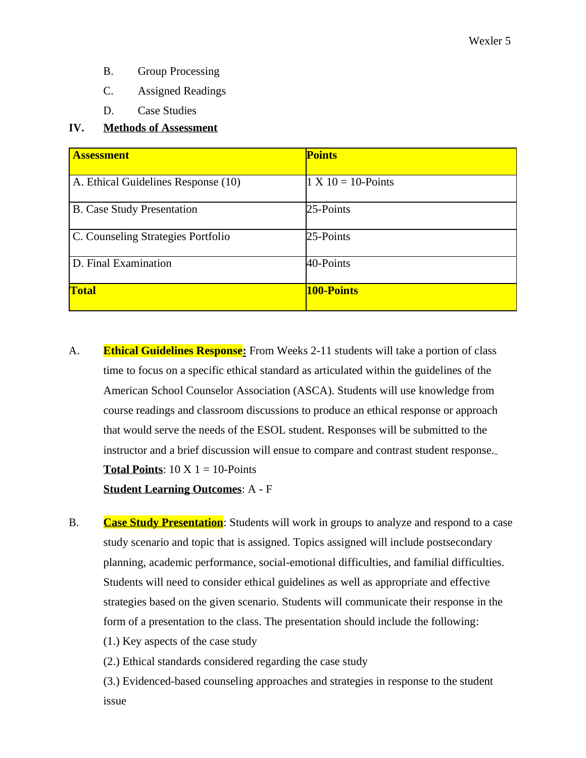B. Group Processing

C. Assigned Readings

D. Case Studies

## IV. <u>Methods of Assessment</u>

| **Assessment** | **Points** |
|---|---|
| A. Ethical Guidelines Response (10) | 1 X 10 = 10-Points |
| B. Case Study Presentation | 25-Points |
| C. Counseling Strategies Portfolio | 25-Points |
| D. Final Examination | 40-Points |
| **Total** | **100-Points** |

A. **Ethical Guidelines Response:** From Weeks 2-11 students will take a portion of class time to focus on a specific ethical standard as articulated within the guidelines of the American School Counselor Association (ASCA). Students will use knowledge from course readings and classroom discussions to produce an ethical response or approach that would serve the needs of the ESOL student. Responses will be submitted to the instructor and a brief discussion will ensue to compare and contrast student response.

**<u>Total Points</u>**: 10 X 1 = 10-Points

**<u>Student Learning Outcomes</u>**: A - F

B. **<u>Case Study Presentation</u>**: Students will work in groups to analyze and respond to a case study scenario and topic that is assigned. Topics assigned will include postsecondary planning, academic performance, social-emotional difficulties, and familial difficulties. Students will need to consider ethical guidelines as well as appropriate and effective strategies based on the given scenario. Students will communicate their response in the form of a presentation to the class. The presentation should include the following:

(1.) Key aspects of the case study

(2.) Ethical standards considered regarding the case study

(3.) Evidenced-based counseling approaches and strategies in response to the student issue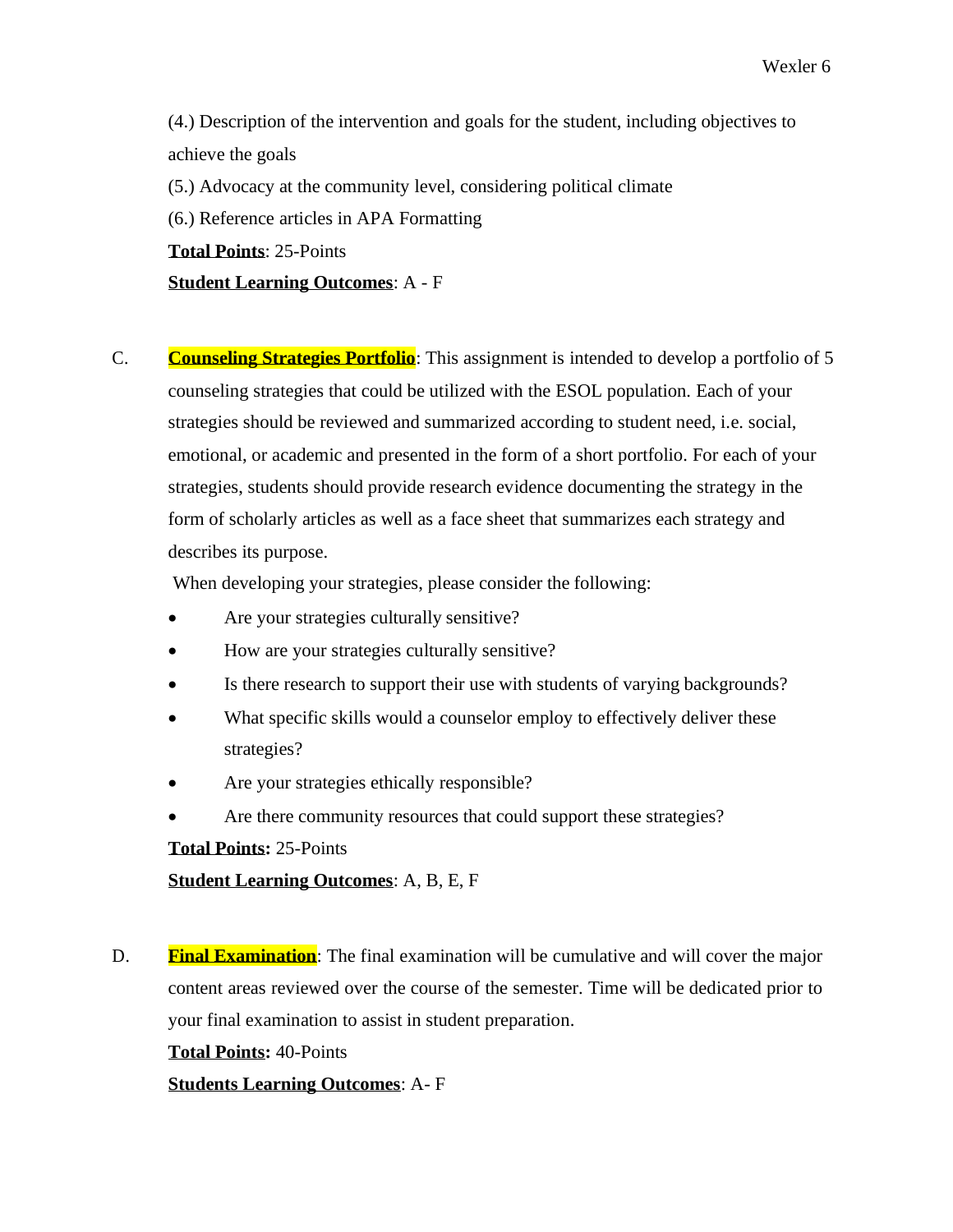(4.) Description of the intervention and goals for the student, including objectives to achieve the goals

(5.) Advocacy at the community level, considering political climate

(6.) Reference articles in APA Formatting

**Total Points**: 25-Points

**Student Learning Outcomes**: A - F

C. **Counseling Strategies Portfolio**: This assignment is intended to develop a portfolio of 5 counseling strategies that could be utilized with the ESOL population. Each of your strategies should be reviewed and summarized according to student need, i.e. social, emotional, or academic and presented in the form of a short portfolio. For each of your strategies, students should provide research evidence documenting the strategy in the form of scholarly articles as well as a face sheet that summarizes each strategy and describes its purpose.

When developing your strategies, please consider the following:

- Are your strategies culturally sensitive?
- How are your strategies culturally sensitive?
- Is there research to support their use with students of varying backgrounds?
- What specific skills would a counselor employ to effectively deliver these strategies?
- Are your strategies ethically responsible?
- Are there community resources that could support these strategies?

**Total Points:** 25-Points

**Student Learning Outcomes**: A, B, E, F

D. **Final Examination**: The final examination will be cumulative and will cover the major content areas reviewed over the course of the semester. Time will be dedicated prior to your final examination to assist in student preparation.

**Total Points:** 40-Points

**Students Learning Outcomes**: A- F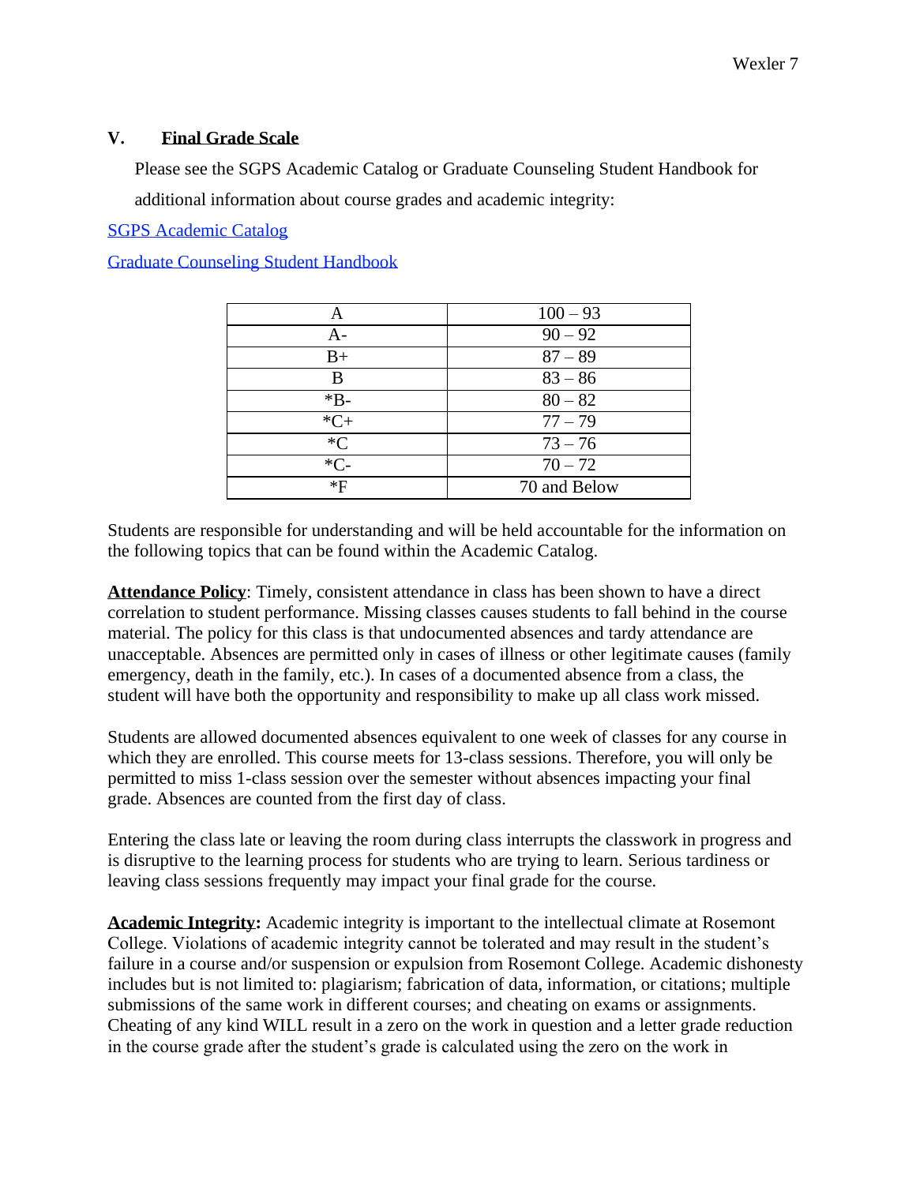## V. Final Grade Scale

Please see the SGPS Academic Catalog or Graduate Counseling Student Handbook for additional information about course grades and academic integrity:

[SGPS Academic Catalog]

[Graduate Counseling Student Handbook]

| A | 100 – 93 |
|---|---|
| A- | 90 – 92 |
| B+ | 87 – 89 |
| B | 83 – 86 |
| *B- | 80 – 82 |
| *C+ | 77 – 79 |
| *C | 73 – 76 |
| *C- | 70 – 72 |
| *F | 70 and Below |

Students are responsible for understanding and will be held accountable for the information on the following topics that can be found within the Academic Catalog.

**Attendance Policy**: Timely, consistent attendance in class has been shown to have a direct correlation to student performance. Missing classes causes students to fall behind in the course material. The policy for this class is that undocumented absences and tardy attendance are unacceptable. Absences are permitted only in cases of illness or other legitimate causes (family emergency, death in the family, etc.). In cases of a documented absence from a class, the student will have both the opportunity and responsibility to make up all class work missed.

Students are allowed documented absences equivalent to one week of classes for any course in which they are enrolled. This course meets for 13-class sessions. Therefore, you will only be permitted to miss 1-class session over the semester without absences impacting your final grade. Absences are counted from the first day of class.

Entering the class late or leaving the room during class interrupts the classwork in progress and is disruptive to the learning process for students who are trying to learn. Serious tardiness or leaving class sessions frequently may impact your final grade for the course.

**Academic Integrity:** Academic integrity is important to the intellectual climate at Rosemont College. Violations of academic integrity cannot be tolerated and may result in the student's failure in a course and/or suspension or expulsion from Rosemont College. Academic dishonesty includes but is not limited to: plagiarism; fabrication of data, information, or citations; multiple submissions of the same work in different courses; and cheating on exams or assignments. Cheating of any kind WILL result in a zero on the work in question and a letter grade reduction in the course grade after the student's grade is calculated using the zero on the work in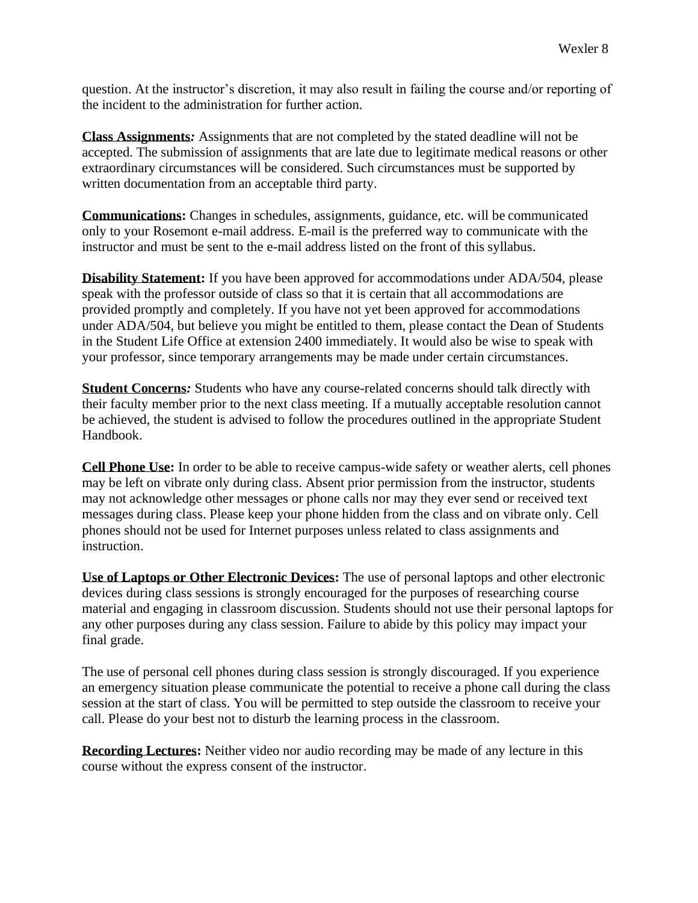question. At the instructor's discretion, it may also result in failing the course and/or reporting of the incident to the administration for further action.

**Class Assignments*:*** Assignments that are not completed by the stated deadline will not be accepted. The submission of assignments that are late due to legitimate medical reasons or other extraordinary circumstances will be considered. Such circumstances must be supported by written documentation from an acceptable third party.

**Communications:** Changes in schedules, assignments, guidance, etc. will be communicated only to your Rosemont e-mail address. E-mail is the preferred way to communicate with the instructor and must be sent to the e-mail address listed on the front of this syllabus.

**Disability Statement:** If you have been approved for accommodations under ADA/504, please speak with the professor outside of class so that it is certain that all accommodations are provided promptly and completely. If you have not yet been approved for accommodations under ADA/504, but believe you might be entitled to them, please contact the Dean of Students in the Student Life Office at extension 2400 immediately. It would also be wise to speak with your professor, since temporary arrangements may be made under certain circumstances.

**Student Concerns*:*** Students who have any course-related concerns should talk directly with their faculty member prior to the next class meeting. If a mutually acceptable resolution cannot be achieved, the student is advised to follow the procedures outlined in the appropriate Student Handbook.

**Cell Phone Use:** In order to be able to receive campus-wide safety or weather alerts, cell phones may be left on vibrate only during class. Absent prior permission from the instructor, students may not acknowledge other messages or phone calls nor may they ever send or received text messages during class. Please keep your phone hidden from the class and on vibrate only. Cell phones should not be used for Internet purposes unless related to class assignments and instruction.

**Use of Laptops or Other Electronic Devices:** The use of personal laptops and other electronic devices during class sessions is strongly encouraged for the purposes of researching course material and engaging in classroom discussion. Students should not use their personal laptops for any other purposes during any class session. Failure to abide by this policy may impact your final grade.

The use of personal cell phones during class session is strongly discouraged. If you experience an emergency situation please communicate the potential to receive a phone call during the class session at the start of class. You will be permitted to step outside the classroom to receive your call. Please do your best not to disturb the learning process in the classroom.

**Recording Lectures:** Neither video nor audio recording may be made of any lecture in this course without the express consent of the instructor.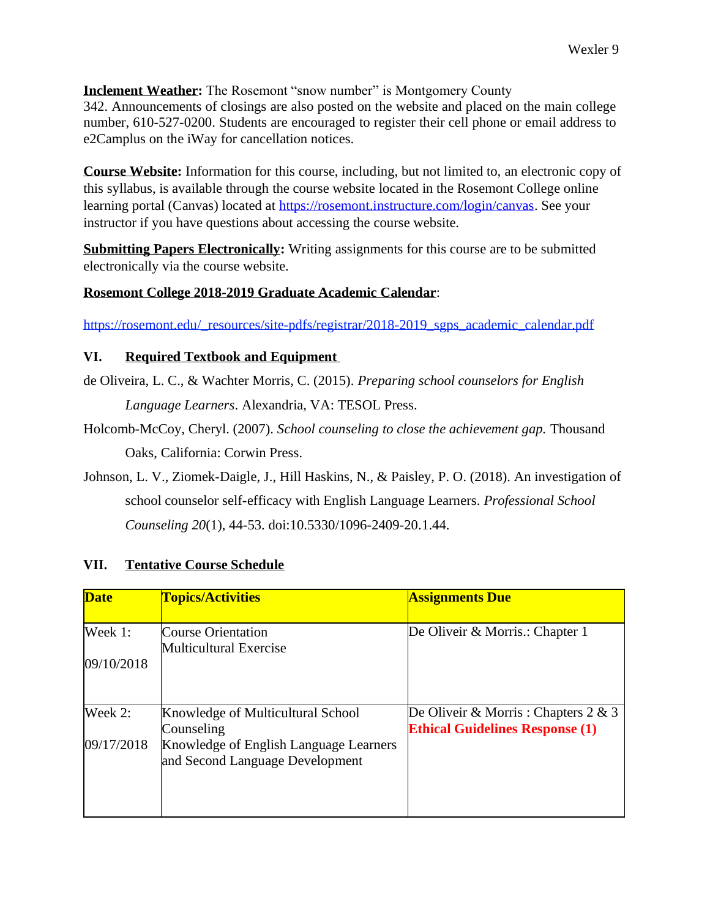**Inclement Weather:** The Rosemont "snow number" is Montgomery County 342. Announcements of closings are also posted on the website and placed on the main college number, 610-527-0200. Students are encouraged to register their cell phone or email address to e2Camplus on the iWay for cancellation notices.

**Course Website:** Information for this course, including, but not limited to, an electronic copy of this syllabus, is available through the course website located in the Rosemont College online learning portal (Canvas) located at [https://rosemont.instructure.com/login/canvas](https://rosemont.instructure.com/login/canvas). See your instructor if you have questions about accessing the course website.

**Submitting Papers Electronically:** Writing assignments for this course are to be submitted electronically via the course website.

**Rosemont College 2018-2019 Graduate Academic Calendar**:

[https://rosemont.edu/_resources/site-pdfs/registrar/2018-2019_sgps_academic_calendar.pdf](https://rosemont.edu/_resources/site-pdfs/registrar/2018-2019_sgps_academic_calendar.pdf)

## VI. Required Textbook and Equipment

de Oliveira, L. C., & Wachter Morris, C. (2015). *Preparing school counselors for English Language Learners*. Alexandria, VA: TESOL Press.

Holcomb-McCoy, Cheryl. (2007). *School counseling to close the achievement gap.* Thousand Oaks, California: Corwin Press.

Johnson, L. V., Ziomek-Daigle, J., Hill Haskins, N., & Paisley, P. O. (2018). An investigation of school counselor self-efficacy with English Language Learners. *Professional School Counseling 20*(1), 44-53. doi:10.5330/1096-2409-20.1.44.

## VII. Tentative Course Schedule

| Date | Topics/Activities | Assignments Due |
|---|---|---|
| Week 1: 09/10/2018 | Course Orientation<br>Multicultural Exercise | De Oliveir & Morris.: Chapter 1 |
| Week 2: 09/17/2018 | Knowledge of Multicultural School Counseling<br>Knowledge of English Language Learners and Second Language Development | De Oliveir & Morris : Chapters 2 & 3<br>**Ethical Guidelines Response (1)** |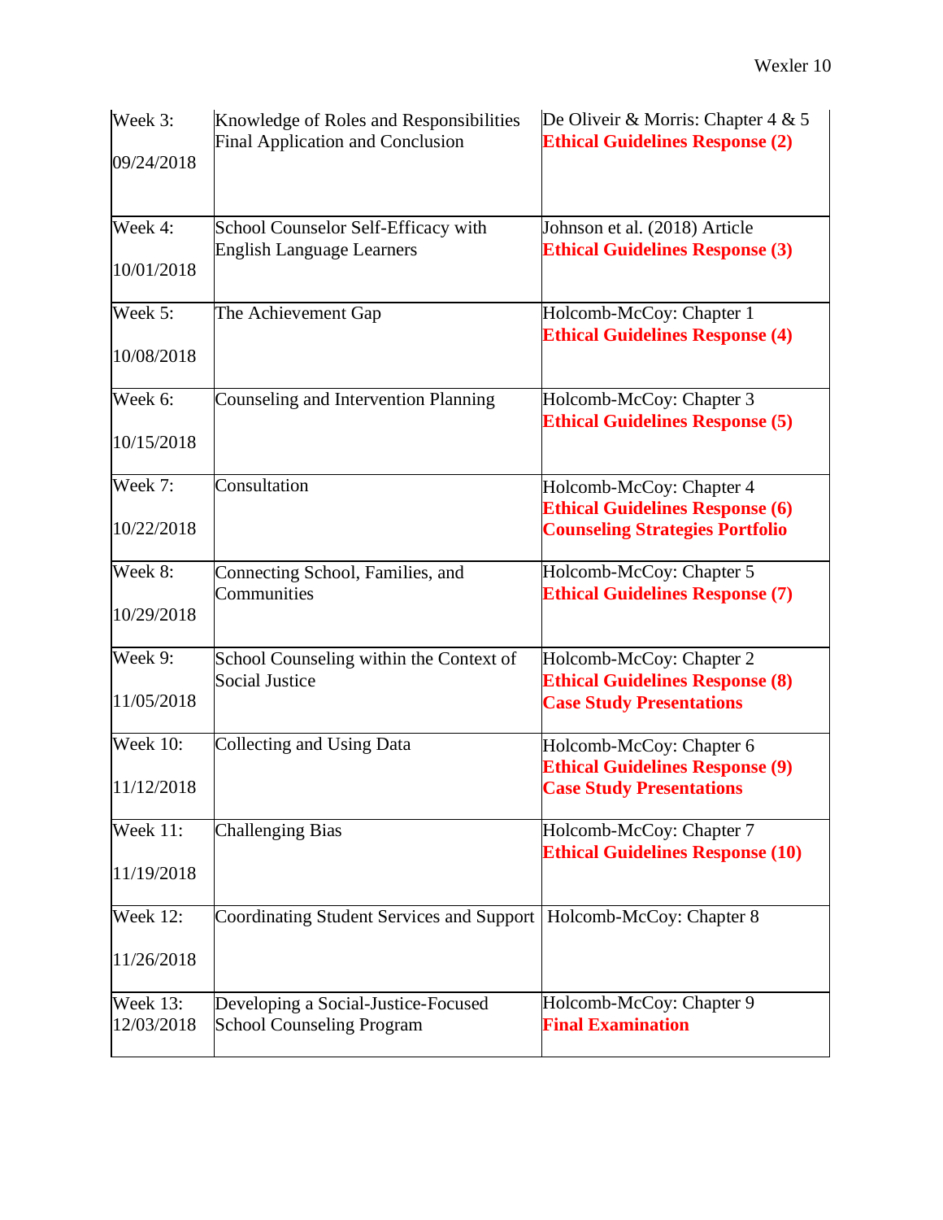| Week 3: 09/24/2018 | Knowledge of Roles and Responsibilities Final Application and Conclusion | De Oliveir & Morris: Chapter 4 & 5 **Ethical Guidelines Response (2)** |
|---|---|---|
| Week 4: 10/01/2018 | School Counselor Self-Efficacy with English Language Learners | Johnson et al. (2018) Article **Ethical Guidelines Response (3)** |
| Week 5: 10/08/2018 | The Achievement Gap | Holcomb-McCoy: Chapter 1 **Ethical Guidelines Response (4)** |
| Week 6: 10/15/2018 | Counseling and Intervention Planning | Holcomb-McCoy: Chapter 3 **Ethical Guidelines Response (5)** |
| Week 7: 10/22/2018 | Consultation | Holcomb-McCoy: Chapter 4 **Ethical Guidelines Response (6)** **Counseling Strategies Portfolio** |
| Week 8: 10/29/2018 | Connecting School, Families, and Communities | Holcomb-McCoy: Chapter 5 **Ethical Guidelines Response (7)** |
| Week 9: 11/05/2018 | School Counseling within the Context of Social Justice | Holcomb-McCoy: Chapter 2 **Ethical Guidelines Response (8)** **Case Study Presentations** |
| Week 10: 11/12/2018 | Collecting and Using Data | Holcomb-McCoy: Chapter 6 **Ethical Guidelines Response (9)** **Case Study Presentations** |
| Week 11: 11/19/2018 | Challenging Bias | Holcomb-McCoy: Chapter 7 **Ethical Guidelines Response (10)** |
| Week 12: 11/26/2018 | Coordinating Student Services and Support | Holcomb-McCoy: Chapter 8 |
| Week 13: 12/03/2018 | Developing a Social-Justice-Focused School Counseling Program | Holcomb-McCoy: Chapter 9 **Final Examination** |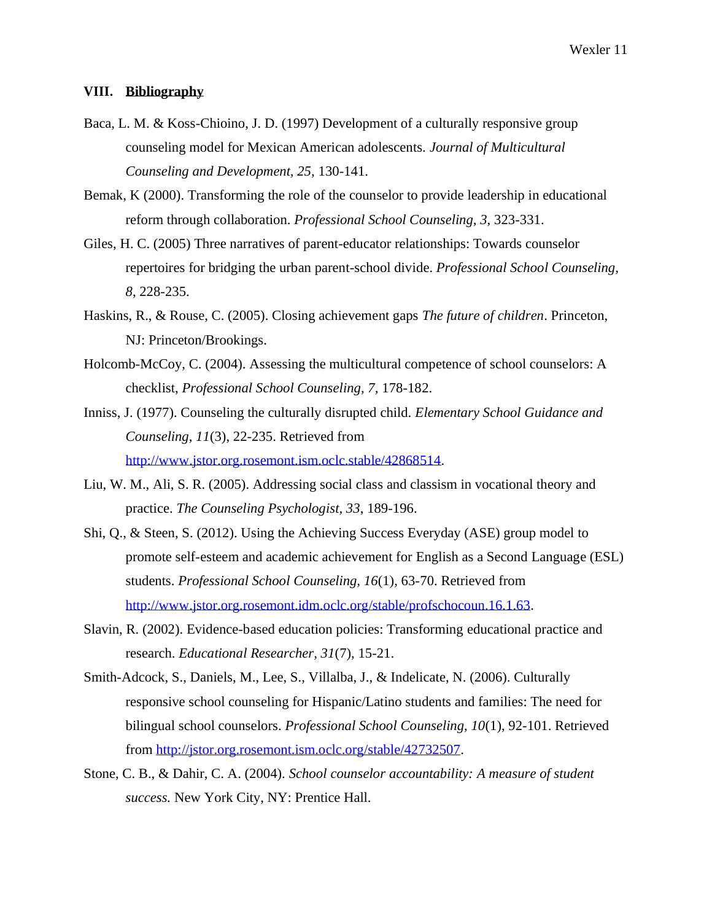## VIII. **Bibliography**

Baca, L. M. & Koss-Chioino, J. D. (1997) Development of a culturally responsive group counseling model for Mexican American adolescents. *Journal of Multicultural Counseling and Development, 25,* 130-141.

Bemak, K (2000). Transforming the role of the counselor to provide leadership in educational reform through collaboration. *Professional School Counseling, 3,* 323-331.

Giles, H. C. (2005) Three narratives of parent-educator relationships: Towards counselor repertoires for bridging the urban parent-school divide. *Professional School Counseling, 8*, 228-235.

Haskins, R., & Rouse, C. (2005). Closing achievement gaps *The future of children*. Princeton, NJ: Princeton/Brookings.

Holcomb-McCoy, C. (2004). Assessing the multicultural competence of school counselors: A checklist, *Professional School Counseling, 7,* 178-182.

Inniss, J. (1977). Counseling the culturally disrupted child. *Elementary School Guidance and Counseling, 11*(3), 22-235. Retrieved from http://www.jstor.org.rosemont.ism.oclc.stable/42868514.

Liu, W. M., Ali, S. R. (2005). Addressing social class and classism in vocational theory and practice. *The Counseling Psychologist, 33*, 189-196.

Shi, Q., & Steen, S. (2012). Using the Achieving Success Everyday (ASE) group model to promote self-esteem and academic achievement for English as a Second Language (ESL) students. *Professional School Counseling, 16*(1), 63-70. Retrieved from http://www.jstor.org.rosemont.idm.oclc.org/stable/profschocoun.16.1.63.

Slavin, R. (2002). Evidence-based education policies: Transforming educational practice and research. *Educational Researcher*, *31*(7), 15-21.

Smith-Adcock, S., Daniels, M., Lee, S., Villalba, J., & Indelicate, N. (2006). Culturally responsive school counseling for Hispanic/Latino students and families: The need for bilingual school counselors. *Professional School Counseling, 10*(1), 92-101. Retrieved from http://jstor.org.rosemont.ism.oclc.org/stable/42732507.

Stone, C. B., & Dahir, C. A. (2004). *School counselor accountability: A measure of student success.* New York City, NY: Prentice Hall.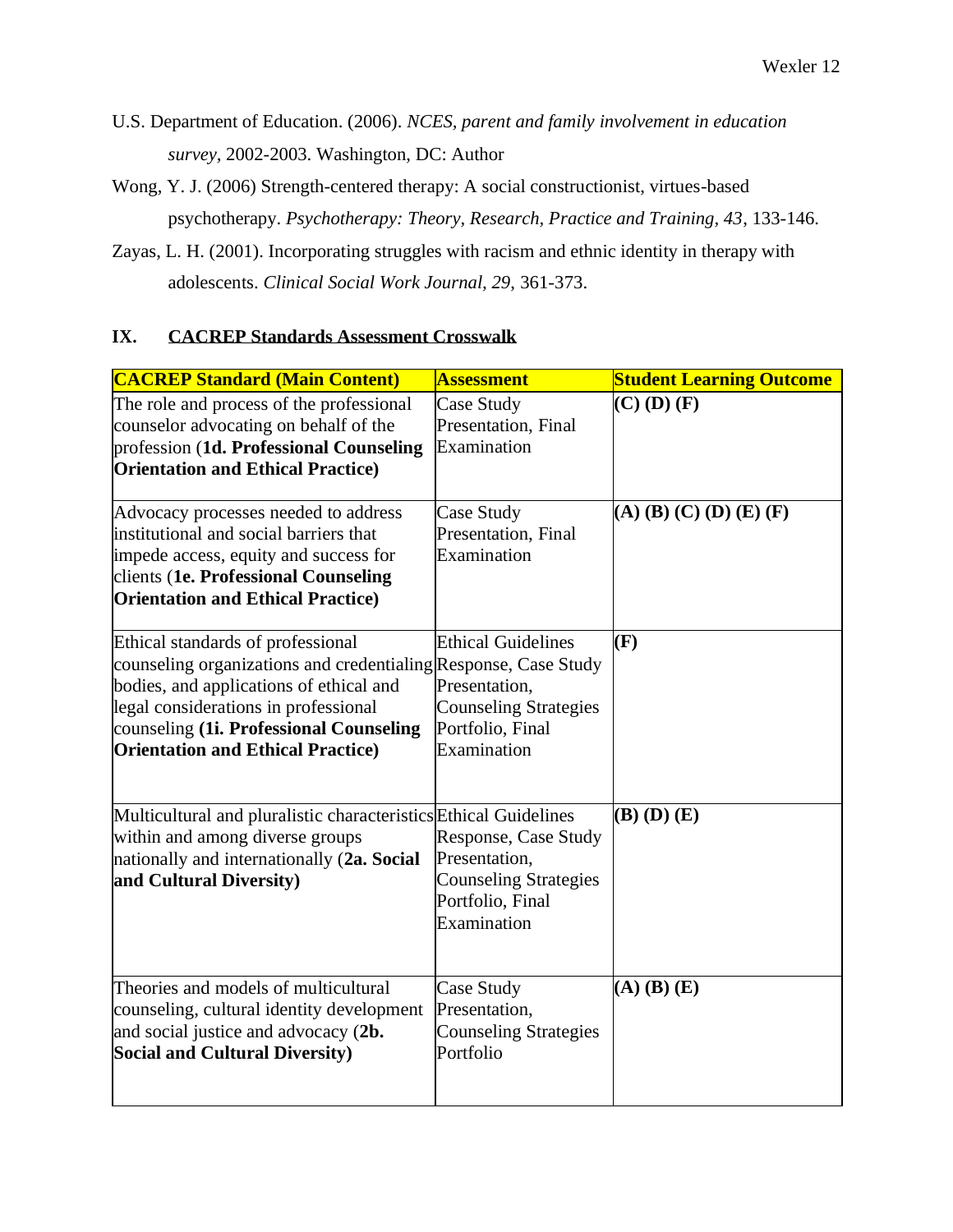U.S. Department of Education. (2006). *NCES, parent and family involvement in education survey*, 2002-2003. Washington, DC: Author

Wong, Y. J. (2006) Strength-centered therapy: A social constructionist, virtues-based psychotherapy. *Psychotherapy: Theory, Research, Practice and Training, 43*, 133-146.

Zayas, L. H. (2001). Incorporating struggles with racism and ethnic identity in therapy with adolescents. *Clinical Social Work Journal, 29*, 361-373.

## IX. CACREP Standards Assessment Crosswalk

| **CACREP Standard (Main Content)** | **Assessment** | **Student Learning Outcome** |
|---|---|---|
| The role and process of the professional counselor advocating on behalf of the profession (**1d. Professional Counseling Orientation and Ethical Practice)** | Case Study Presentation, Final Examination | **(C) (D) (F)** |
| Advocacy processes needed to address institutional and social barriers that impede access, equity and success for clients (**1e. Professional Counseling Orientation and Ethical Practice)** | Case Study Presentation, Final Examination | **(A) (B) (C) (D) (E) (F)** |
| Ethical standards of professional counseling organizations and credentialing bodies, and applications of ethical and legal considerations in professional counseling **(1i. Professional Counseling Orientation and Ethical Practice)** | Ethical Guidelines Response, Case Study Presentation, Counseling Strategies Portfolio, Final Examination | **(F)** |
| Multicultural and pluralistic characteristics within and among diverse groups nationally and internationally (**2a. Social and Cultural Diversity)** | Ethical Guidelines Response, Case Study Presentation, Counseling Strategies Portfolio, Final Examination | **(B) (D) (E)** |
| Theories and models of multicultural counseling, cultural identity development and social justice and advocacy (**2b. Social and Cultural Diversity)** | Case Study Presentation, Counseling Strategies Portfolio | **(A) (B) (E)** |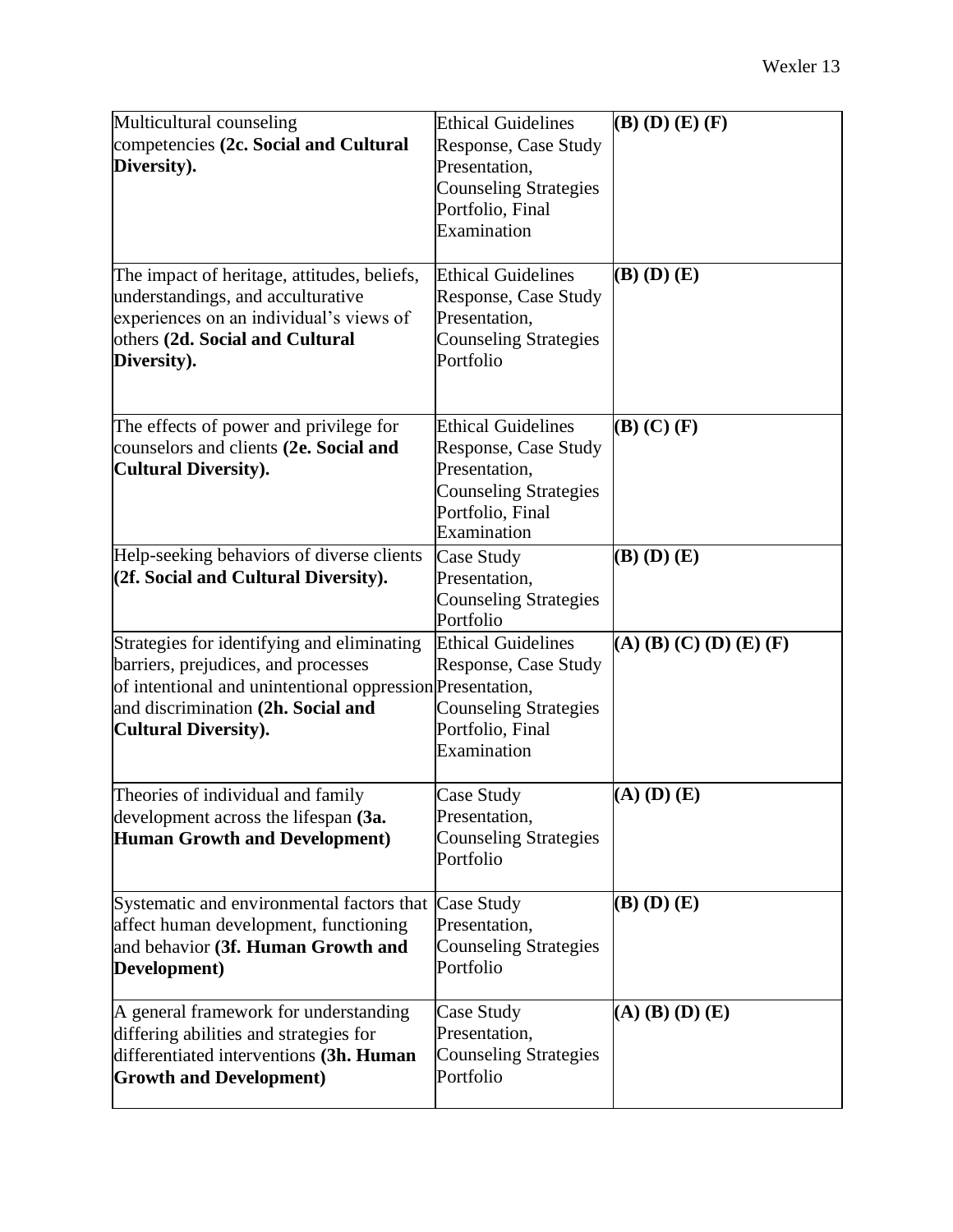| Multicultural counseling competencies **(2c. Social and Cultural Diversity).** | Ethical Guidelines Response, Case Study Presentation, Counseling Strategies Portfolio, Final Examination | **(B) (D) (E) (F)** |
|---|---|---|
| The impact of heritage, attitudes, beliefs, understandings, and acculturative experiences on an individual's views of others **(2d. Social and Cultural Diversity).** | Ethical Guidelines Response, Case Study Presentation, Counseling Strategies Portfolio | **(B) (D) (E)** |
| The effects of power and privilege for counselors and clients **(2e. Social and Cultural Diversity).** | Ethical Guidelines Response, Case Study Presentation, Counseling Strategies Portfolio, Final Examination | **(B) (C) (F)** |
| Help-seeking behaviors of diverse clients **(2f. Social and Cultural Diversity).** | Case Study Presentation, Counseling Strategies Portfolio | **(B) (D) (E)** |
| Strategies for identifying and eliminating barriers, prejudices, and processes of intentional and unintentional oppression and discrimination **(2h. Social and Cultural Diversity).** | Ethical Guidelines Response, Case Study Presentation, Counseling Strategies Portfolio, Final Examination | **(A) (B) (C) (D) (E) (F)** |
| Theories of individual and family development across the lifespan **(3a. Human Growth and Development)** | Case Study Presentation, Counseling Strategies Portfolio | **(A) (D) (E)** |
| Systematic and environmental factors that affect human development, functioning and behavior **(3f. Human Growth and Development)** | Case Study Presentation, Counseling Strategies Portfolio | **(B) (D) (E)** |
| A general framework for understanding differing abilities and strategies for differentiated interventions **(3h. Human Growth and Development)** | Case Study Presentation, Counseling Strategies Portfolio | **(A) (B) (D) (E)** |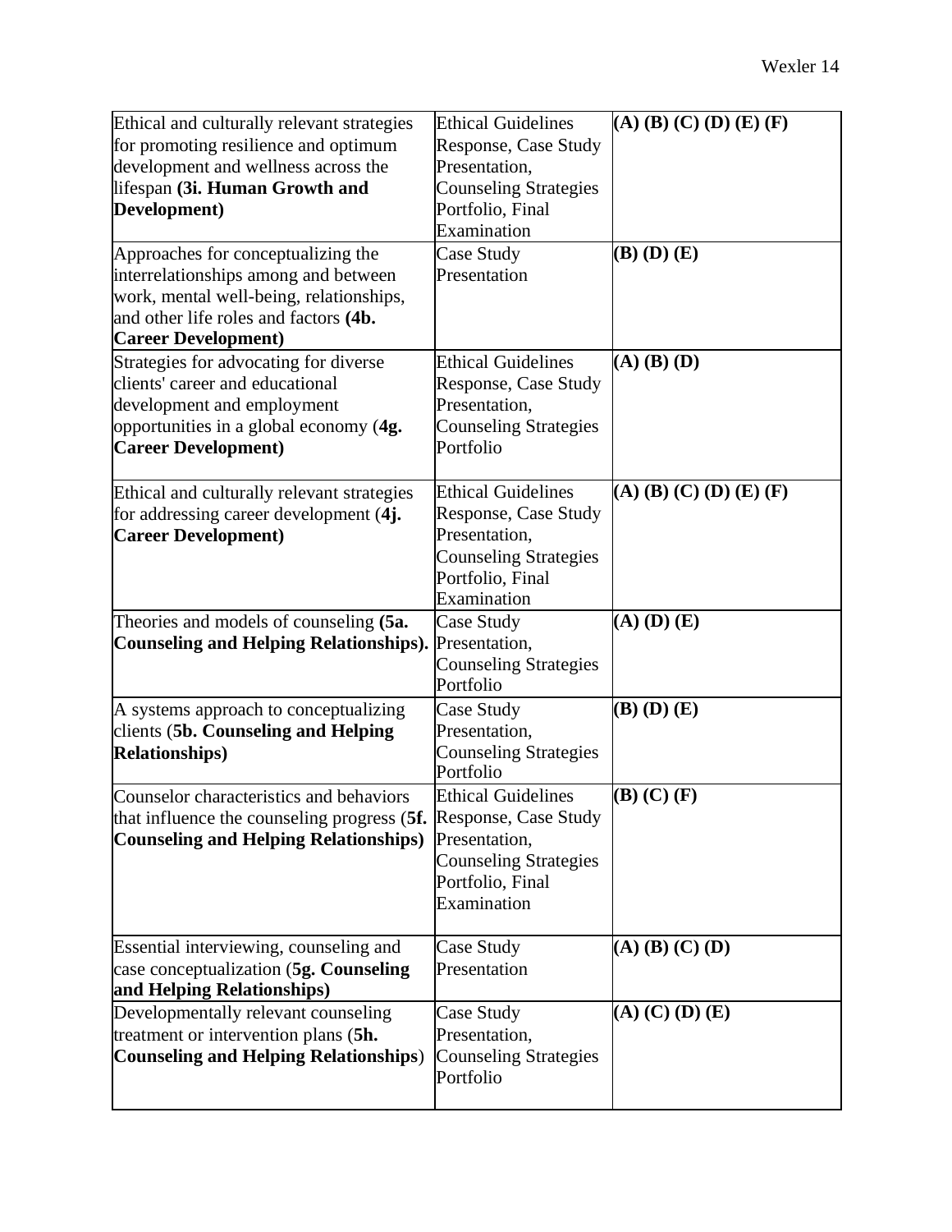| Ethical and culturally relevant strategies for promoting resilience and optimum development and wellness across the lifespan **(3i. Human Growth and Development)** | Ethical Guidelines Response, Case Study Presentation, Counseling Strategies Portfolio, Final Examination | **(A) (B) (C) (D) (E) (F)** |
|---|---|---|
| Approaches for conceptualizing the interrelationships among and between work, mental well-being, relationships, and other life roles and factors **(4b. Career Development)** | Case Study Presentation | **(B) (D) (E)** |
| Strategies for advocating for diverse clients' career and educational development and employment opportunities in a global economy (**4g. Career Development)** | Ethical Guidelines Response, Case Study Presentation, Counseling Strategies Portfolio | **(A) (B) (D)** |
| Ethical and culturally relevant strategies for addressing career development (**4j. Career Development)** | Ethical Guidelines Response, Case Study Presentation, Counseling Strategies Portfolio, Final Examination | **(A) (B) (C) (D) (E) (F)** |
| Theories and models of counseling **(5a. Counseling and Helping Relationships).** | Case Study Presentation, Counseling Strategies Portfolio | **(A) (D) (E)** |
| A systems approach to conceptualizing clients (**5b. Counseling and Helping Relationships)** | Case Study Presentation, Counseling Strategies Portfolio | **(B) (D) (E)** |
| Counselor characteristics and behaviors that influence the counseling progress (**5f. Counseling and Helping Relationships)** | Ethical Guidelines Response, Case Study Presentation, Counseling Strategies Portfolio, Final Examination | **(B) (C) (F)** |
| Essential interviewing, counseling and case conceptualization (**5g. Counseling and Helping Relationships)** | Case Study Presentation | **(A) (B) (C) (D)** |
| Developmentally relevant counseling treatment or intervention plans (**5h. Counseling and Helping Relationships**) | Case Study Presentation, Counseling Strategies Portfolio | **(A) (C) (D) (E)** |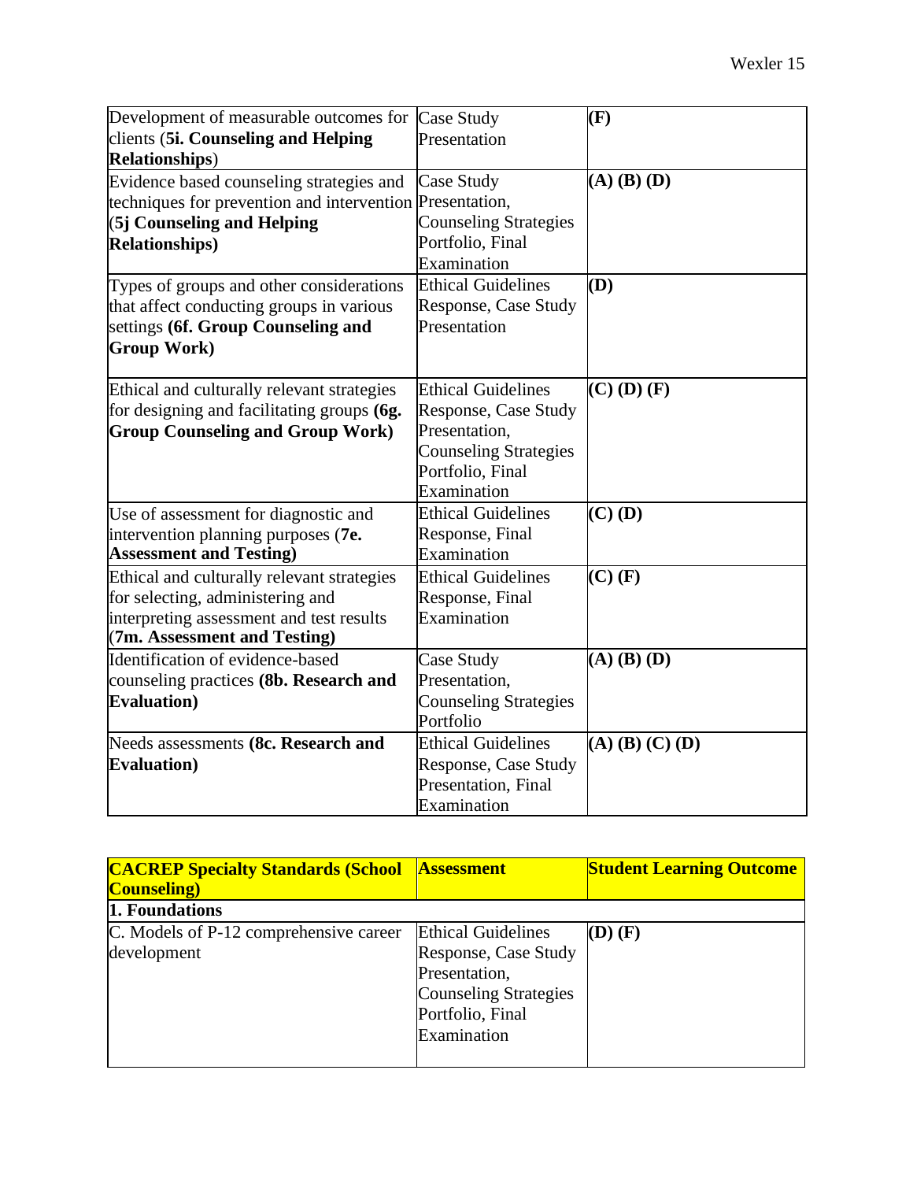| | | |
|---|---|---|
| Development of measurable outcomes for clients (**5i. Counseling and Helping Relationships**) | Case Study Presentation | **(F)** |
| Evidence based counseling strategies and techniques for prevention and intervention (**5j Counseling and Helping Relationships)** | Case Study Presentation, Counseling Strategies Portfolio, Final Examination | **(A) (B) (D)** |
| Types of groups and other considerations that affect conducting groups in various settings **(6f. Group Counseling and Group Work)** | Ethical Guidelines Response, Case Study Presentation | **(D)** |
| Ethical and culturally relevant strategies for designing and facilitating groups **(6g. Group Counseling and Group Work)** | Ethical Guidelines Response, Case Study Presentation, Counseling Strategies Portfolio, Final Examination | **(C) (D) (F)** |
| Use of assessment for diagnostic and intervention planning purposes (**7e. Assessment and Testing)** | Ethical Guidelines Response, Final Examination | **(C) (D)** |
| Ethical and culturally relevant strategies for selecting, administering and interpreting assessment and test results (**7m. Assessment and Testing)** | Ethical Guidelines Response, Final Examination | **(C) (F)** |
| Identification of evidence-based counseling practices **(8b. Research and Evaluation)** | Case Study Presentation, Counseling Strategies Portfolio | **(A) (B) (D)** |
| Needs assessments **(8c. Research and Evaluation)** | Ethical Guidelines Response, Case Study Presentation, Final Examination | **(A) (B) (C) (D)** |

| **CACREP Specialty Standards (School Counseling)** | **Assessment** | **Student Learning Outcome** |
|---|---|---|
| **1. Foundations** | | |
| C. Models of P-12 comprehensive career development | Ethical Guidelines Response, Case Study Presentation, Counseling Strategies Portfolio, Final Examination | **(D) (F)** |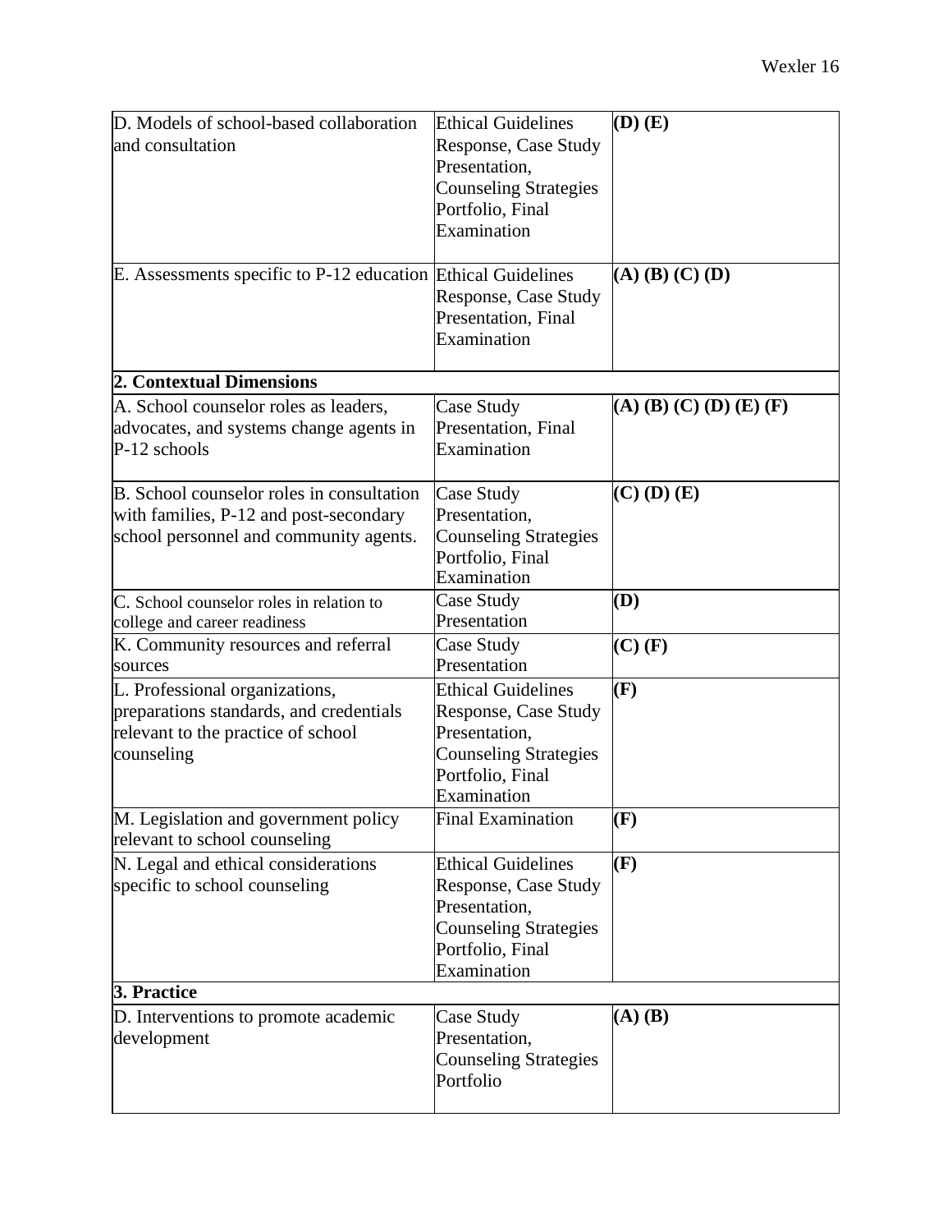| D. Models of school-based collaboration and consultation | Ethical Guidelines Response, Case Study Presentation, Counseling Strategies Portfolio, Final Examination | **(D) (E)** |
|---|---|---|
| E. Assessments specific to P-12 education | Ethical Guidelines Response, Case Study Presentation, Final Examination | **(A) (B) (C) (D)** |
| **2. Contextual Dimensions** | | |
| A. School counselor roles as leaders, advocates, and systems change agents in P-12 schools | Case Study Presentation, Final Examination | **(A) (B) (C) (D) (E) (F)** |
| B. School counselor roles in consultation with families, P-12 and post-secondary school personnel and community agents. | Case Study Presentation, Counseling Strategies Portfolio, Final Examination | **(C) (D) (E)** |
| C. School counselor roles in relation to college and career readiness | Case Study Presentation | **(D)** |
| K. Community resources and referral sources | Case Study Presentation | **(C) (F)** |
| L. Professional organizations, preparations standards, and credentials relevant to the practice of school counseling | Ethical Guidelines Response, Case Study Presentation, Counseling Strategies Portfolio, Final Examination | **(F)** |
| M. Legislation and government policy relevant to school counseling | Final Examination | **(F)** |
| N. Legal and ethical considerations specific to school counseling | Ethical Guidelines Response, Case Study Presentation, Counseling Strategies Portfolio, Final Examination | **(F)** |
| **3. Practice** | | |
| D. Interventions to promote academic development | Case Study Presentation, Counseling Strategies Portfolio | **(A) (B)** |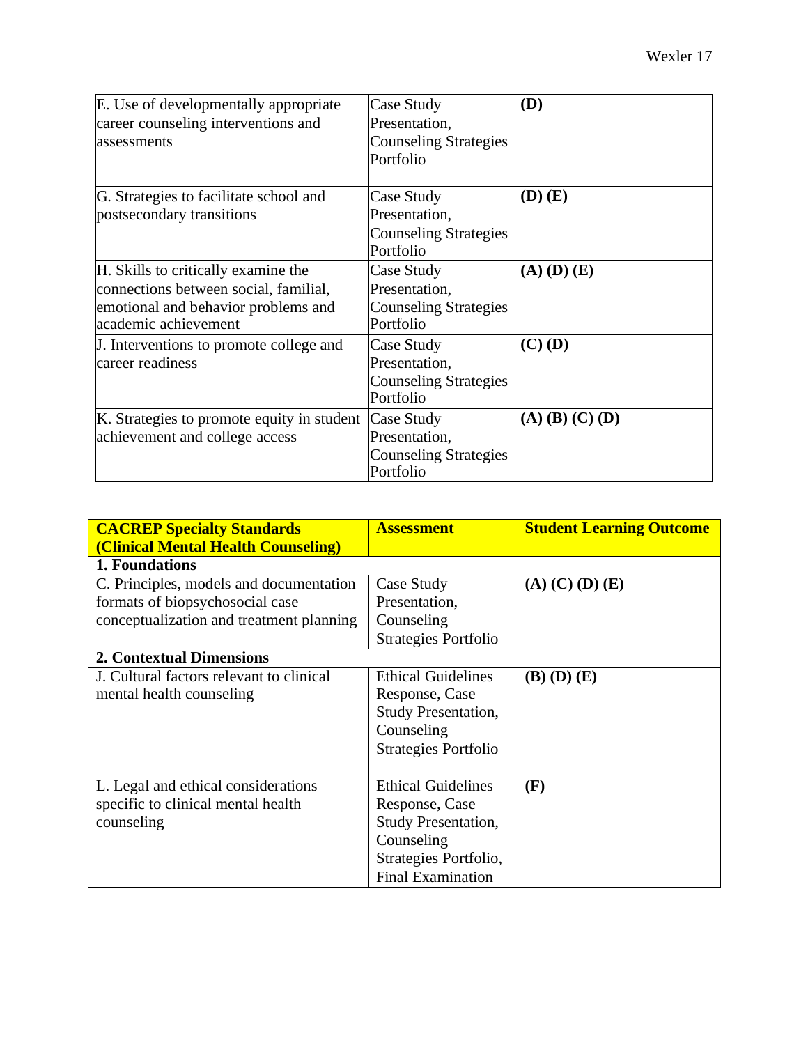| | | |
|---|---|---|
| E. Use of developmentally appropriate career counseling interventions and assessments | Case Study Presentation, Counseling Strategies Portfolio | **(D)** |
| G. Strategies to facilitate school and postsecondary transitions | Case Study Presentation, Counseling Strategies Portfolio | **(D) (E)** |
| H. Skills to critically examine the connections between social, familial, emotional and behavior problems and academic achievement | Case Study Presentation, Counseling Strategies Portfolio | **(A) (D) (E)** |
| J. Interventions to promote college and career readiness | Case Study Presentation, Counseling Strategies Portfolio | **(C) (D)** |
| K. Strategies to promote equity in student achievement and college access | Case Study Presentation, Counseling Strategies Portfolio | **(A) (B) (C) (D)** |

| **CACREP Specialty Standards (Clinical Mental Health Counseling)** | **Assessment** | **Student Learning Outcome** |
|---|---|---|
| **1. Foundations** | | |
| C. Principles, models and documentation formats of biopsychosocial case conceptualization and treatment planning | Case Study Presentation, Counseling Strategies Portfolio | **(A) (C) (D) (E)** |
| **2. Contextual Dimensions** | | |
| J. Cultural factors relevant to clinical mental health counseling | Ethical Guidelines Response, Case Study Presentation, Counseling Strategies Portfolio | **(B) (D) (E)** |
| L. Legal and ethical considerations specific to clinical mental health counseling | Ethical Guidelines Response, Case Study Presentation, Counseling Strategies Portfolio, Final Examination | **(F)** |